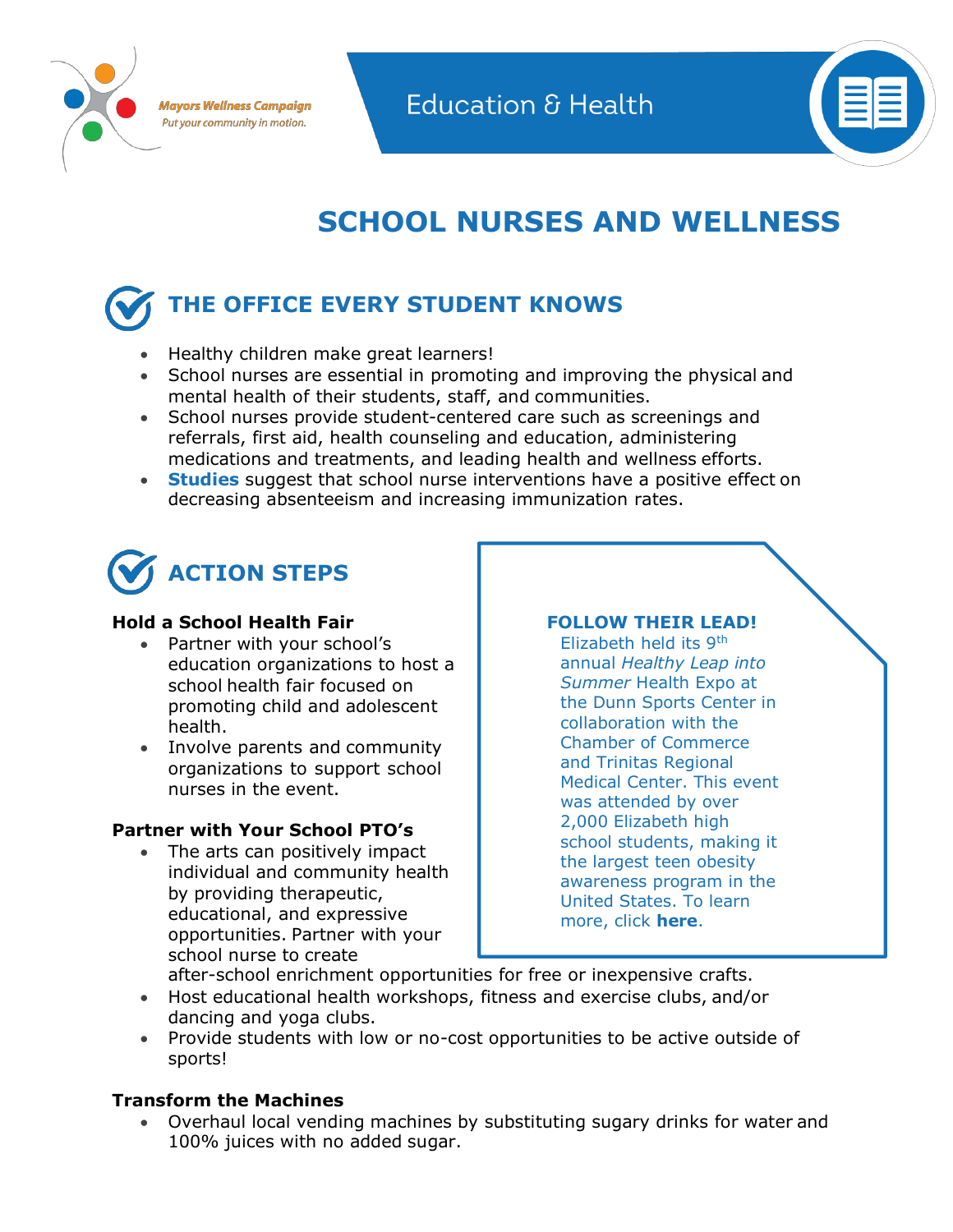Mayors Wellness Campaign
Put your community in motion.

Education & Health

# SCHOOL NURSES AND WELLNESS

## THE OFFICE EVERY STUDENT KNOWS

- Healthy children make great learners!
- School nurses are essential in promoting and improving the physical and mental health of their students, staff, and communities.
- School nurses provide student-centered care such as screenings and referrals, first aid, health counseling and education, administering medications and treatments, and leading health and wellness efforts.
- **Studies** suggest that school nurse interventions have a positive effect on decreasing absenteeism and increasing immunization rates.

## ACTION STEPS

### Hold a School Health Fair

- Partner with your school's education organizations to host a school health fair focused on promoting child and adolescent health.
- Involve parents and community organizations to support school nurses in the event.

### Partner with Your School PTO's

- The arts can positively impact individual and community health by providing therapeutic, educational, and expressive opportunities. Partner with your school nurse to create after-school enrichment opportunities for free or inexpensive crafts.
- Host educational health workshops, fitness and exercise clubs, and/or dancing and yoga clubs.
- Provide students with low or no-cost opportunities to be active outside of sports!

### Transform the Machines

- Overhaul local vending machines by substituting sugary drinks for water and 100% juices with no added sugar.

**FOLLOW THEIR LEAD!**

Elizabeth held its 9th annual *Healthy Leap into Summer* Health Expo at the Dunn Sports Center in collaboration with the Chamber of Commerce and Trinitas Regional Medical Center. This event was attended by over 2,000 Elizabeth high school students, making it the largest teen obesity awareness program in the United States. To learn more, click **here**.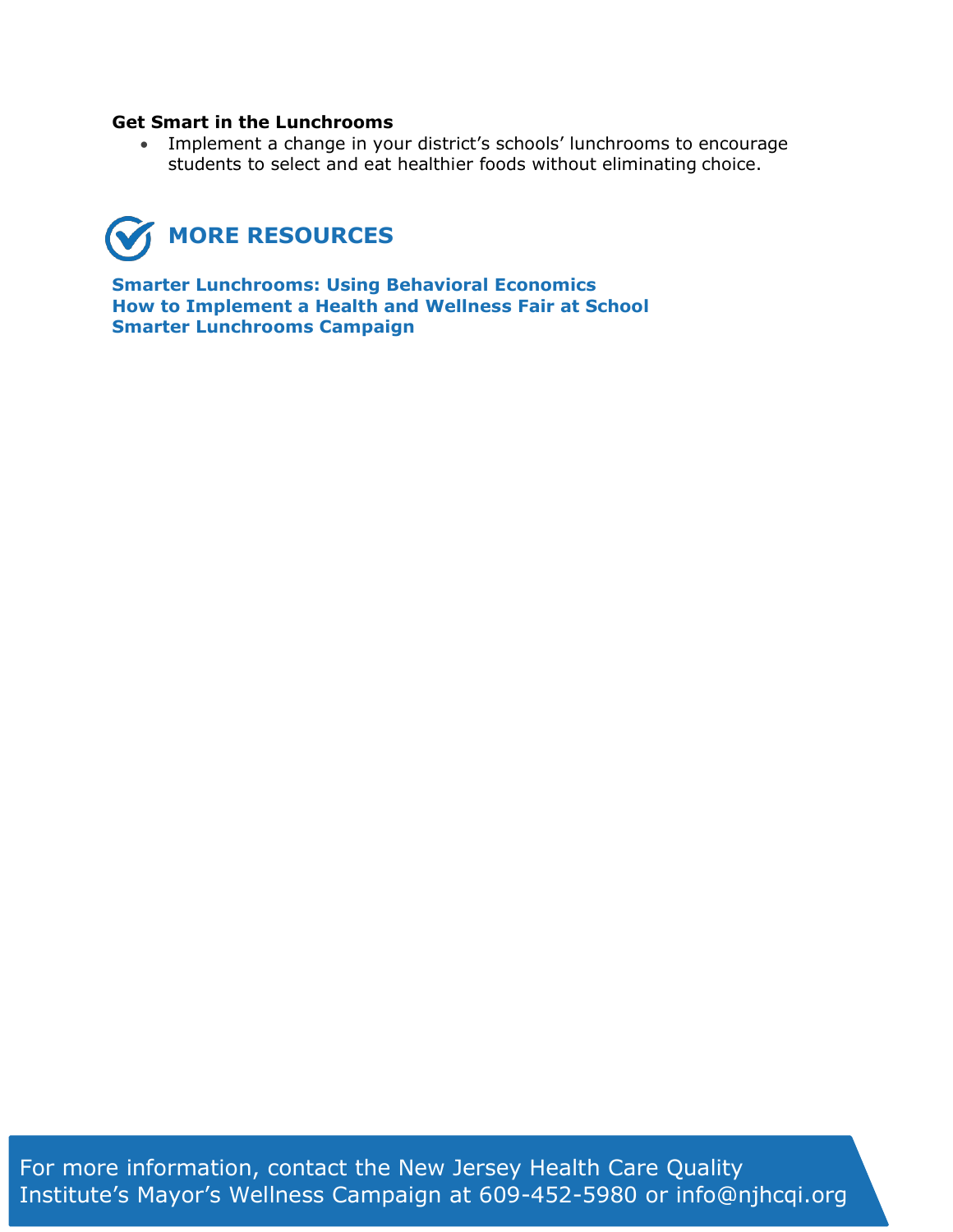**Get Smart in the Lunchrooms**

- Implement a change in your district's schools' lunchrooms to encourage students to select and eat healthier foods without eliminating choice.

## MORE RESOURCES

**Smarter Lunchrooms: Using Behavioral Economics**
**How to Implement a Health and Wellness Fair at School**
**Smarter Lunchrooms Campaign**

For more information, contact the New Jersey Health Care Quality Institute's Mayor's Wellness Campaign at 609-452-5980 or info@njhcqi.org